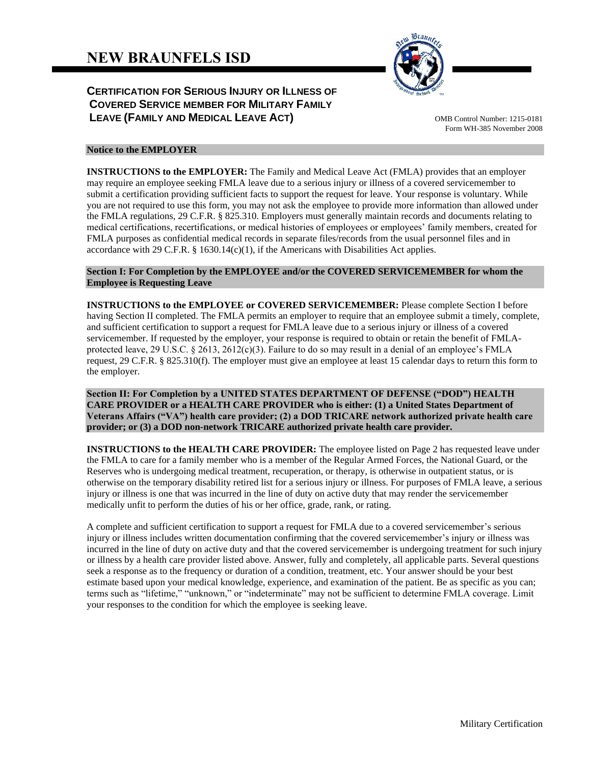# NEW BRAUNFELS ISD

## CERTIFICATION FOR SERIOUS INJURY OR ILLNESS OF COVERED SERVICE MEMBER FOR MILITARY FAMILY LEAVE (FAMILY AND MEDICAL LEAVE ACT)

OMB Control Number: 1215-0181
Form WH-385 November 2008

**Notice to the EMPLOYER**

**INSTRUCTIONS to the EMPLOYER:** The Family and Medical Leave Act (FMLA) provides that an employer may require an employee seeking FMLA leave due to a serious injury or illness of a covered servicemember to submit a certification providing sufficient facts to support the request for leave. Your response is voluntary. While you are not required to use this form, you may not ask the employee to provide more information than allowed under the FMLA regulations, 29 C.F.R. § 825.310. Employers must generally maintain records and documents relating to medical certifications, recertifications, or medical histories of employees or employees' family members, created for FMLA purposes as confidential medical records in separate files/records from the usual personnel files and in accordance with 29 C.F.R. § 1630.14(c)(1), if the Americans with Disabilities Act applies.

**Section I: For Completion by the EMPLOYEE and/or the COVERED SERVICEMEMBER for whom the Employee is Requesting Leave**

**INSTRUCTIONS to the EMPLOYEE or COVERED SERVICEMEMBER:** Please complete Section I before having Section II completed. The FMLA permits an employer to require that an employee submit a timely, complete, and sufficient certification to support a request for FMLA leave due to a serious injury or illness of a covered servicemember. If requested by the employer, your response is required to obtain or retain the benefit of FMLA-protected leave, 29 U.S.C. § 2613, 2612(c)(3). Failure to do so may result in a denial of an employee's FMLA request, 29 C.F.R. § 825.310(f). The employer must give an employee at least 15 calendar days to return this form to the employer.

**Section II: For Completion by a UNITED STATES DEPARTMENT OF DEFENSE ("DOD") HEALTH CARE PROVIDER or a HEALTH CARE PROVIDER who is either: (1) a United States Department of Veterans Affairs ("VA") health care provider; (2) a DOD TRICARE network authorized private health care provider; or (3) a DOD non-network TRICARE authorized private health care provider.**

**INSTRUCTIONS to the HEALTH CARE PROVIDER:** The employee listed on Page 2 has requested leave under the FMLA to care for a family member who is a member of the Regular Armed Forces, the National Guard, or the Reserves who is undergoing medical treatment, recuperation, or therapy, is otherwise in outpatient status, or is otherwise on the temporary disability retired list for a serious injury or illness. For purposes of FMLA leave, a serious injury or illness is one that was incurred in the line of duty on active duty that may render the servicemember medically unfit to perform the duties of his or her office, grade, rank, or rating.

A complete and sufficient certification to support a request for FMLA due to a covered servicemember's serious injury or illness includes written documentation confirming that the covered servicemember's injury or illness was incurred in the line of duty on active duty and that the covered servicemember is undergoing treatment for such injury or illness by a health care provider listed above. Answer, fully and completely, all applicable parts. Several questions seek a response as to the frequency or duration of a condition, treatment, etc. Your answer should be your best estimate based upon your medical knowledge, experience, and examination of the patient. Be as specific as you can; terms such as "lifetime," "unknown," or "indeterminate" may not be sufficient to determine FMLA coverage. Limit your responses to the condition for which the employee is seeking leave.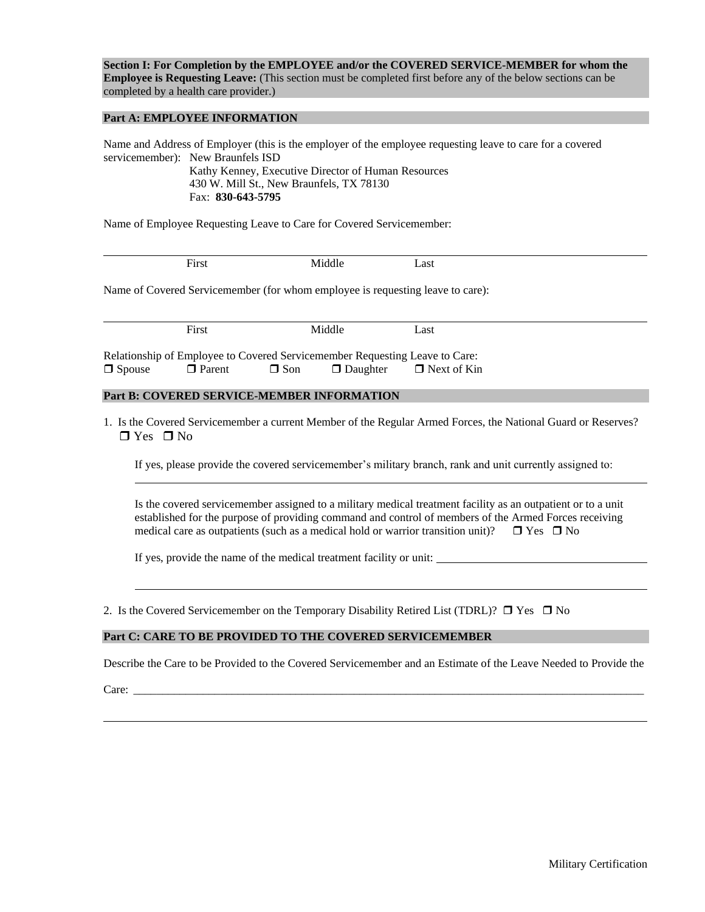**Section I: For Completion by the EMPLOYEE and/or the COVERED SERVICE-MEMBER for whom the Employee is Requesting Leave:** (This section must be completed first before any of the below sections can be completed by a health care provider.)

**Part A: EMPLOYEE INFORMATION**

Name and Address of Employer (this is the employer of the employee requesting leave to care for a covered servicemember): New Braunfels ISD
Kathy Kenney, Executive Director of Human Resources
430 W. Mill St., New Braunfels, TX 78130
Fax: **830-643-5795**

Name of Employee Requesting Leave to Care for Covered Servicemember:

_______________________________________________
First Middle Last

Name of Covered Servicemember (for whom employee is requesting leave to care):

_______________________________________________
First Middle Last

Relationship of Employee to Covered Servicemember Requesting Leave to Care:
❒ Spouse ❒ Parent ❒ Son ❒ Daughter ❒ Next of Kin

**Part B: COVERED SERVICE-MEMBER INFORMATION**

1. Is the Covered Servicemember a current Member of the Regular Armed Forces, the National Guard or Reserves?
❒ Yes ❒ No

If yes, please provide the covered servicemember's military branch, rank and unit currently assigned to:

_______________________________________________

Is the covered servicemember assigned to a military medical treatment facility as an outpatient or to a unit established for the purpose of providing command and control of members of the Armed Forces receiving medical care as outpatients (such as a medical hold or warrior transition unit)? ❒ Yes ❒ No

If yes, provide the name of the medical treatment facility or unit: _______________________________________________

_______________________________________________

2. Is the Covered Servicemember on the Temporary Disability Retired List (TDRL)? ❒ Yes ❒ No

**Part C: CARE TO BE PROVIDED TO THE COVERED SERVICEMEMBER**

Describe the Care to be Provided to the Covered Servicemember and an Estimate of the Leave Needed to Provide the

Care: _______________________________________________

_______________________________________________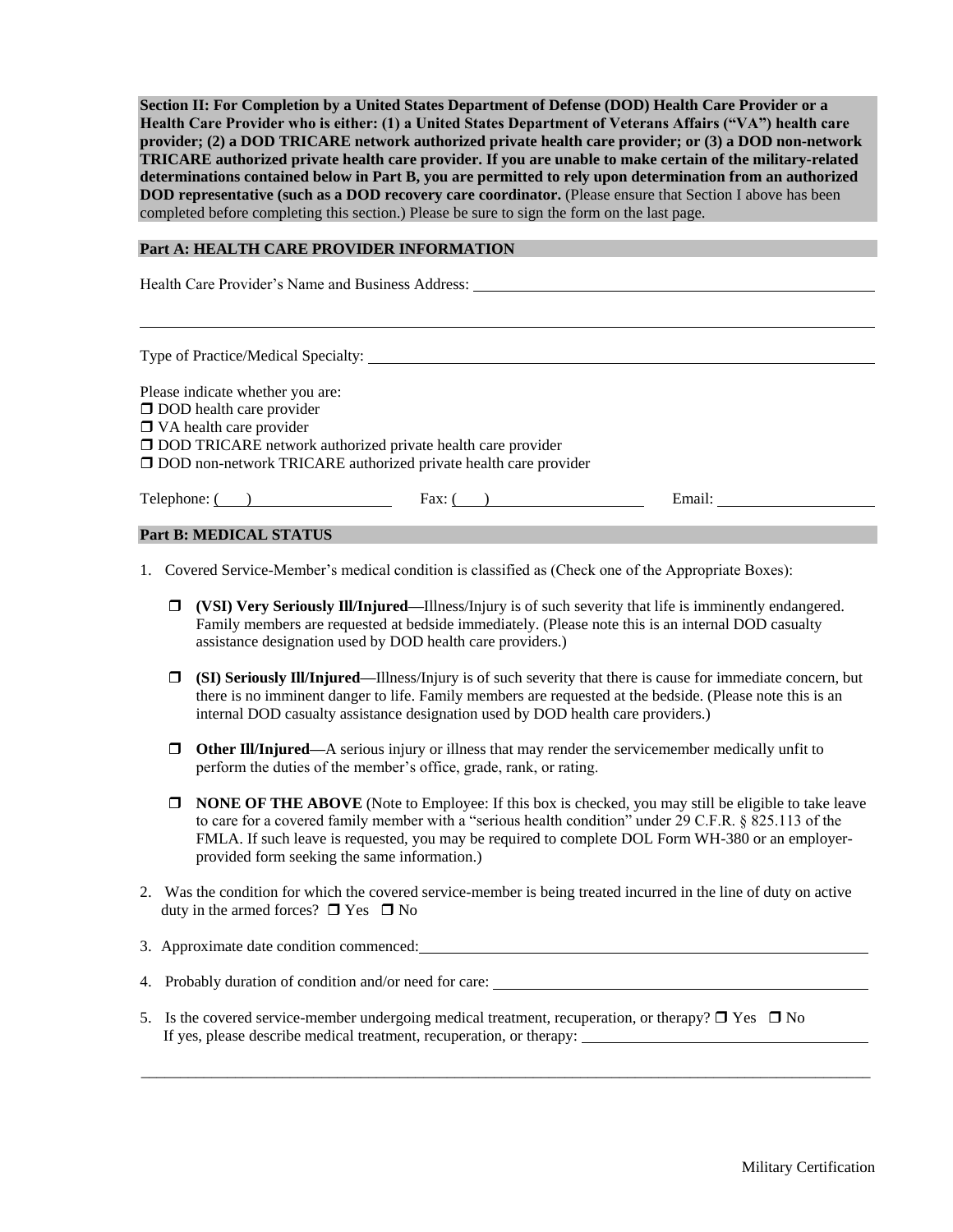**Section II: For Completion by a United States Department of Defense (DOD) Health Care Provider or a Health Care Provider who is either: (1) a United States Department of Veterans Affairs ("VA") health care provider; (2) a DOD TRICARE network authorized private health care provider; or (3) a DOD non-network TRICARE authorized private health care provider. If you are unable to make certain of the military-related determinations contained below in Part B, you are permitted to rely upon determination from an authorized DOD representative (such as a DOD recovery care coordinator.** (Please ensure that Section I above has been completed before completing this section.) Please be sure to sign the form on the last page.

## Part A: HEALTH CARE PROVIDER INFORMATION

Health Care Provider's Name and Business Address: ____________________________________________

______________________________________________________________________________

Type of Practice/Medical Specialty: ____________________________________________

Please indicate whether you are:

- ❐ DOD health care provider
- ❐ VA health care provider
- ❐ DOD TRICARE network authorized private health care provider
- ❐ DOD non-network TRICARE authorized private health care provider

Telephone: (   ) ________________ Fax: (   ) ________________ Email: ________________

## Part B: MEDICAL STATUS

1. Covered Service-Member's medical condition is classified as (Check one of the Appropriate Boxes):

   ❐ **(VSI) Very Seriously Ill/Injured—**Illness/Injury is of such severity that life is imminently endangered. Family members are requested at bedside immediately. (Please note this is an internal DOD casualty assistance designation used by DOD health care providers.)

   ❐ **(SI) Seriously Ill/Injured—**Illness/Injury is of such severity that there is cause for immediate concern, but there is no imminent danger to life. Family members are requested at the bedside. (Please note this is an internal DOD casualty assistance designation used by DOD health care providers.)

   ❐ **Other Ill/Injured—**A serious injury or illness that may render the servicemember medically unfit to perform the duties of the member's office, grade, rank, or rating.

   ❐ **NONE OF THE ABOVE** (Note to Employee: If this box is checked, you may still be eligible to take leave to care for a covered family member with a "serious health condition" under 29 C.F.R. § 825.113 of the FMLA. If such leave is requested, you may be required to complete DOL Form WH-380 or an employer-provided form seeking the same information.)

2. Was the condition for which the covered service-member is being treated incurred in the line of duty on active duty in the armed forces? ❐ Yes ❐ No

3. Approximate date condition commenced: ____________________________________________

4. Probably duration of condition and/or need for care: ____________________________________________

5. Is the covered service-member undergoing medical treatment, recuperation, or therapy? ❐ Yes ❐ No
   If yes, please describe medical treatment, recuperation, or therapy: ____________________________________

______________________________________________________________________________

Military Certification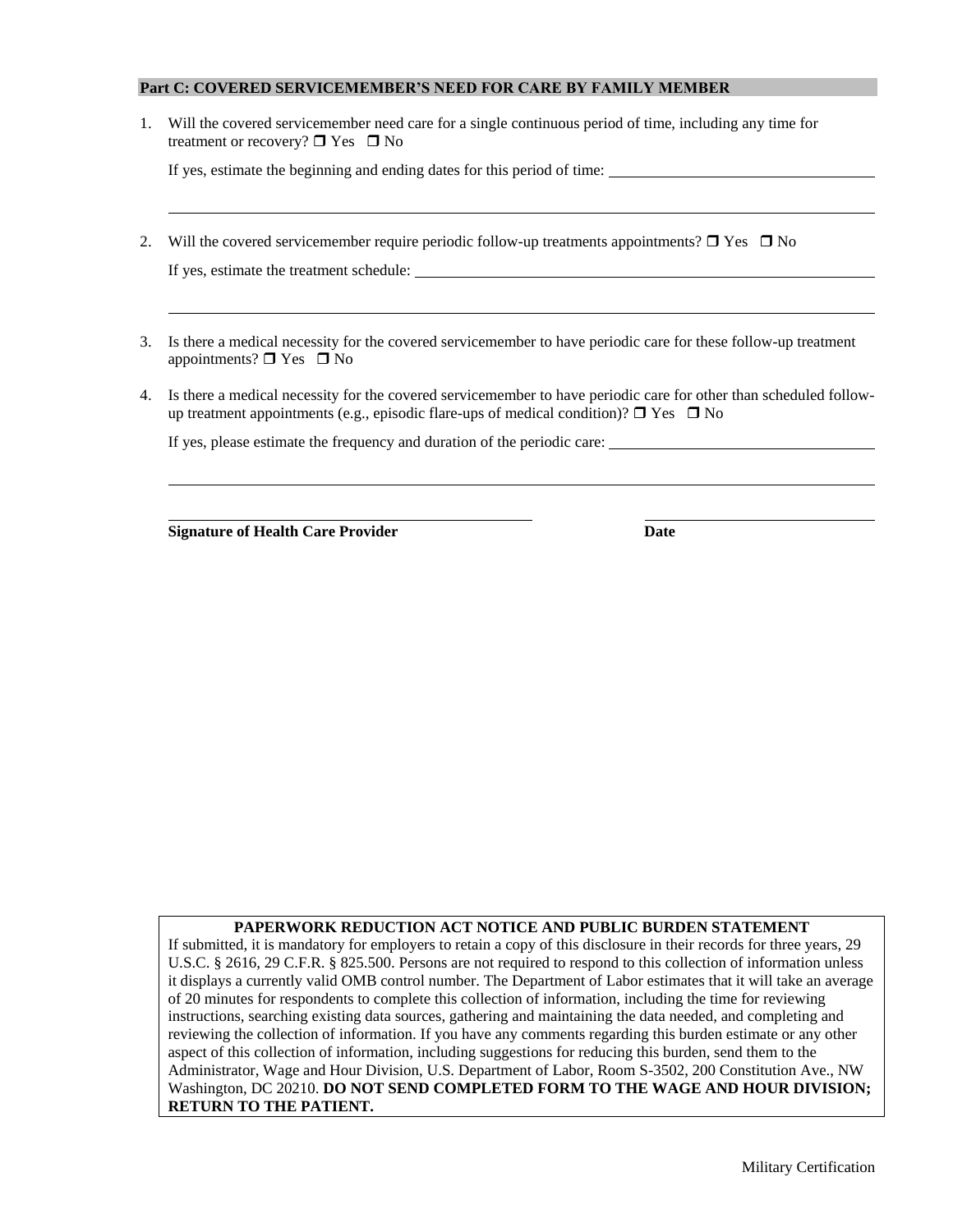## Part C: COVERED SERVICEMEMBER'S NEED FOR CARE BY FAMILY MEMBER

1. Will the covered servicemember need care for a single continuous period of time, including any time for treatment or recovery? ❐ Yes ❐ No

   If yes, estimate the beginning and ending dates for this period of time: ______________________________

   ____________________________________________________________________________

2. Will the covered servicemember require periodic follow-up treatments appointments? ❐ Yes ❐ No

   If yes, estimate the treatment schedule: ______________________________

   ____________________________________________________________________________

3. Is there a medical necessity for the covered servicemember to have periodic care for these follow-up treatment appointments? ❐ Yes ❐ No

4. Is there a medical necessity for the covered servicemember to have periodic care for other than scheduled follow-up treatment appointments (e.g., episodic flare-ups of medical condition)? ❐ Yes ❐ No

   If yes, please estimate the frequency and duration of the periodic care: ______________________________

   ____________________________________________________________________________

______________________________ ______________________________

**Signature of Health Care Provider** **Date**

**PAPERWORK REDUCTION ACT NOTICE AND PUBLIC BURDEN STATEMENT**

If submitted, it is mandatory for employers to retain a copy of this disclosure in their records for three years, 29 U.S.C. § 2616, 29 C.F.R. § 825.500. Persons are not required to respond to this collection of information unless it displays a currently valid OMB control number. The Department of Labor estimates that it will take an average of 20 minutes for respondents to complete this collection of information, including the time for reviewing instructions, searching existing data sources, gathering and maintaining the data needed, and completing and reviewing the collection of information. If you have any comments regarding this burden estimate or any other aspect of this collection of information, including suggestions for reducing this burden, send them to the Administrator, Wage and Hour Division, U.S. Department of Labor, Room S-3502, 200 Constitution Ave., NW Washington, DC 20210. **DO NOT SEND COMPLETED FORM TO THE WAGE AND HOUR DIVISION; RETURN TO THE PATIENT.**